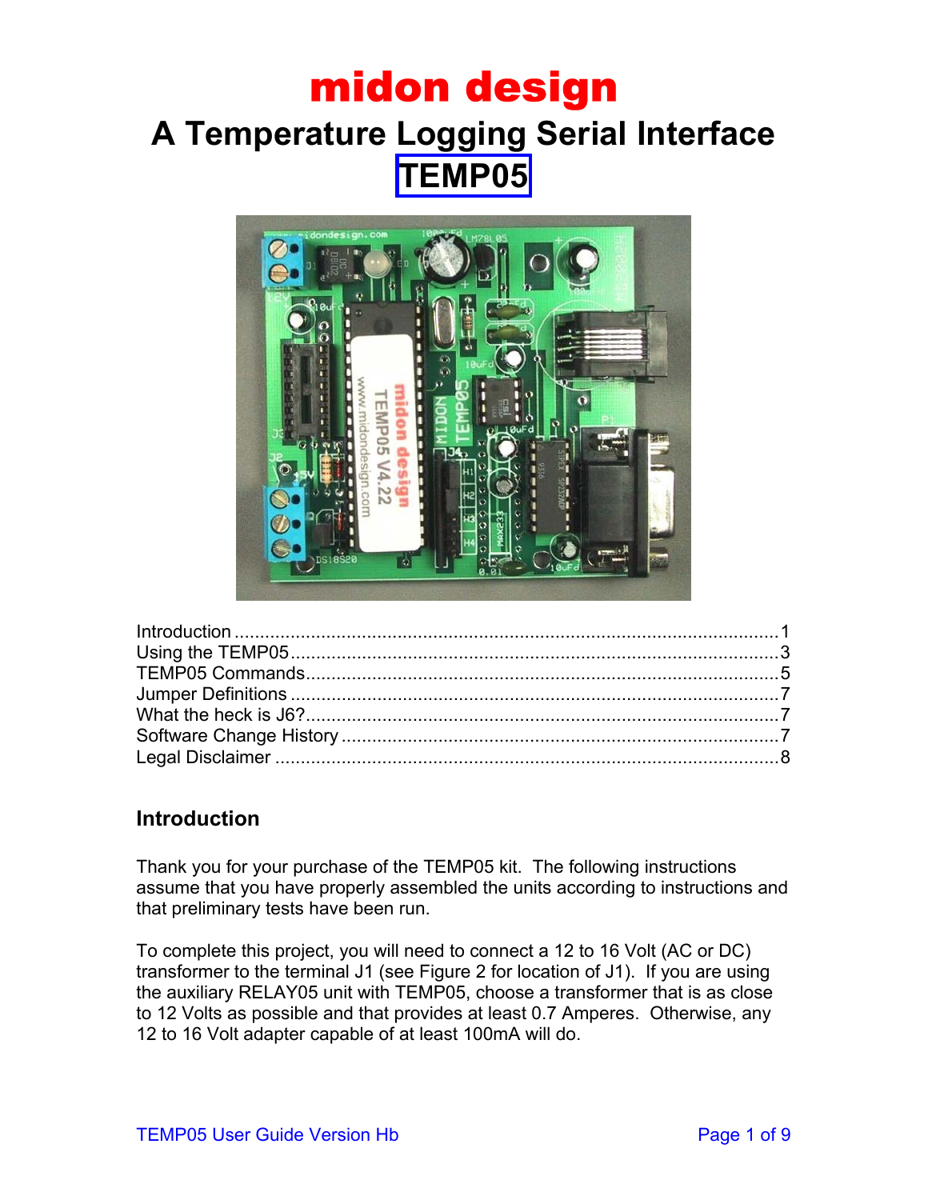# midon design

# A Temperature Logging Serial Interface

# TEMP05

Introduction ........................................................................................................ 1
Using the TEMP05 ............................................................................................. 3
TEMP05 Commands .......................................................................................... 5
Jumper Definitions ............................................................................................. 7
What the heck is J6? .......................................................................................... 7
Software Change History ................................................................................... 7
Legal Disclaimer ................................................................................................. 8

## Introduction

Thank you for your purchase of the TEMP05 kit. The following instructions assume that you have properly assembled the units according to instructions and that preliminary tests have been run.

To complete this project, you will need to connect a 12 to 16 Volt (AC or DC) transformer to the terminal J1 (see Figure 2 for location of J1). If you are using the auxiliary RELAY05 unit with TEMP05, choose a transformer that is as close to 12 Volts as possible and that provides at least 0.7 Amperes. Otherwise, any 12 to 16 Volt adapter capable of at least 100mA will do.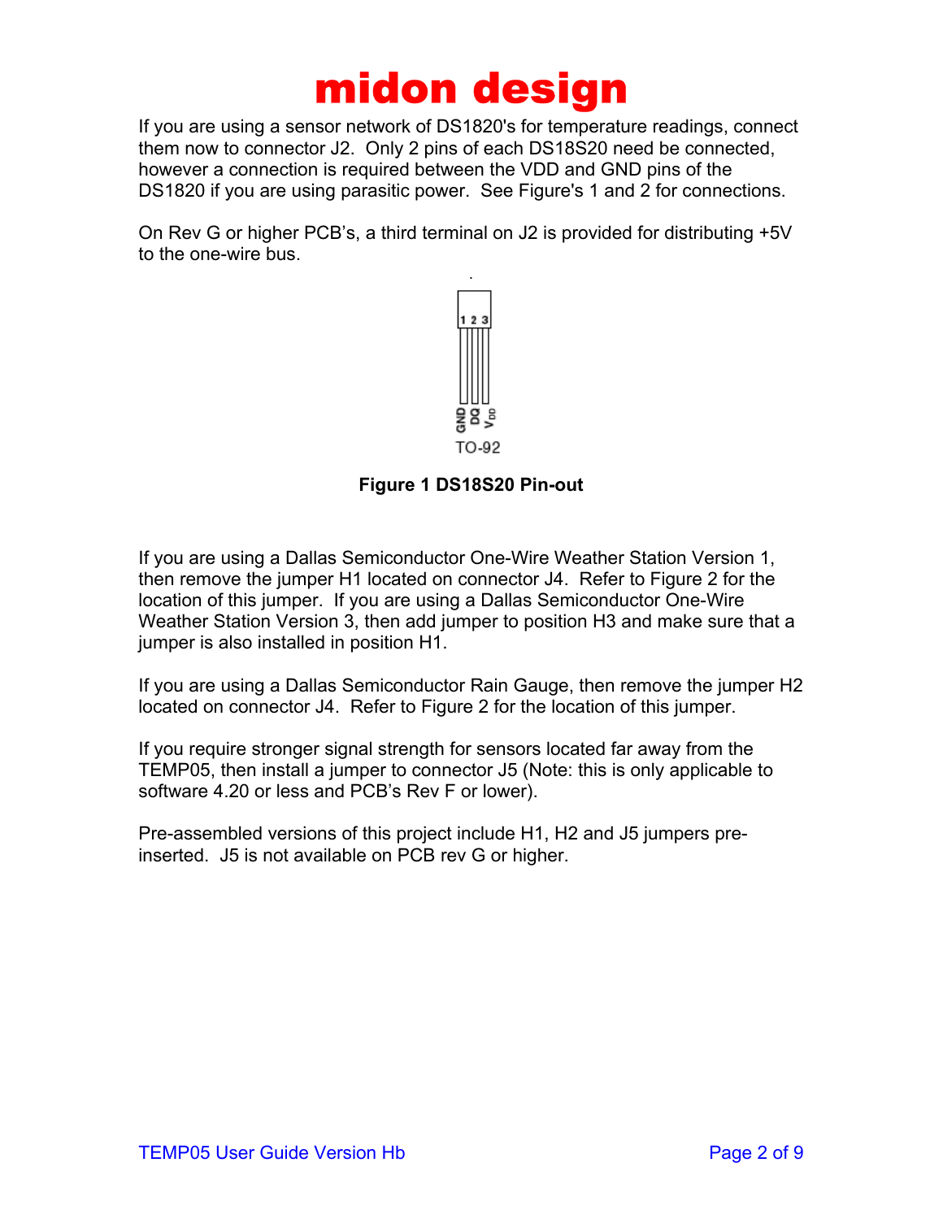# midon design

If you are using a sensor network of DS1820's for temperature readings, connect them now to connector J2. Only 2 pins of each DS18S20 need be connected, however a connection is required between the VDD and GND pins of the DS1820 if you are using parasitic power. See Figure's 1 and 2 for connections.

On Rev G or higher PCB's, a third terminal on J2 is provided for distributing +5V to the one-wire bus.

1 2 3

GND DQ $V_{DD}$

TO-92

**Figure 1 DS18S20 Pin-out**

If you are using a Dallas Semiconductor One-Wire Weather Station Version 1, then remove the jumper H1 located on connector J4. Refer to Figure 2 for the location of this jumper. If you are using a Dallas Semiconductor One-Wire Weather Station Version 3, then add jumper to position H3 and make sure that a jumper is also installed in position H1.

If you are using a Dallas Semiconductor Rain Gauge, then remove the jumper H2 located on connector J4. Refer to Figure 2 for the location of this jumper.

If you require stronger signal strength for sensors located far away from the TEMP05, then install a jumper to connector J5 (Note: this is only applicable to software 4.20 or less and PCB's Rev F or lower).

Pre-assembled versions of this project include H1, H2 and J5 jumpers pre-inserted. J5 is not available on PCB rev G or higher.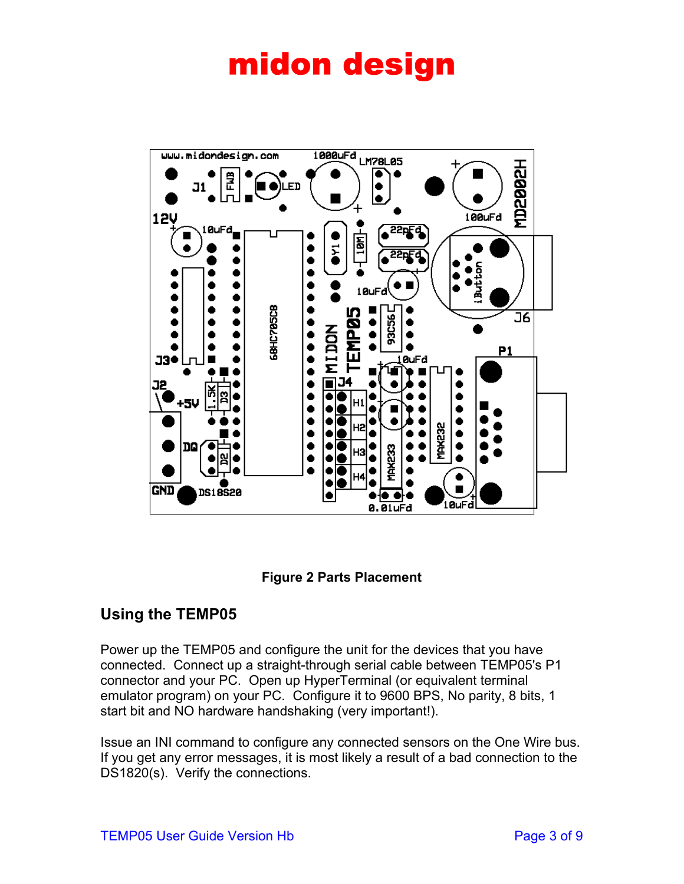# midon design

Figure 2 Parts Placement

## Using the TEMP05

Power up the TEMP05 and configure the unit for the devices that you have connected. Connect up a straight-through serial cable between TEMP05's P1 connector and your PC. Open up HyperTerminal (or equivalent terminal emulator program) on your PC. Configure it to 9600 BPS, No parity, 8 bits, 1 start bit and NO hardware handshaking (very important!).

Issue an INI command to configure any connected sensors on the One Wire bus. If you get any error messages, it is most likely a result of a bad connection to the DS1820(s). Verify the connections.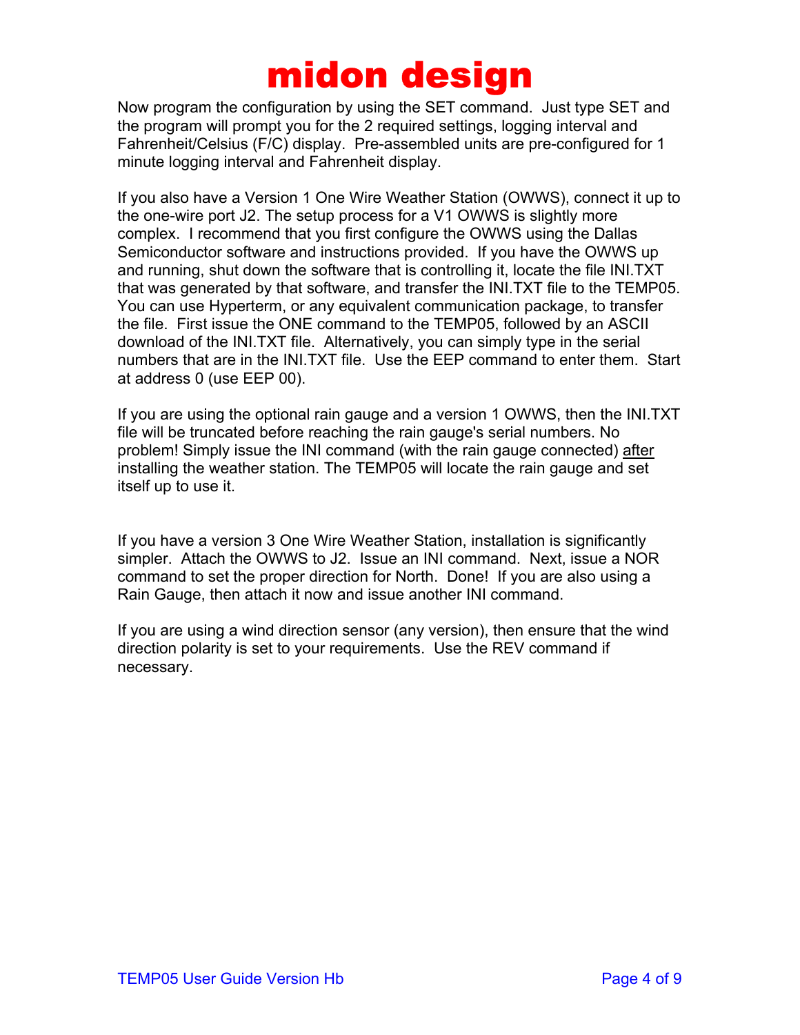Now program the configuration by using the SET command. Just type SET and the program will prompt you for the 2 required settings, logging interval and Fahrenheit/Celsius (F/C) display. Pre-assembled units are pre-configured for 1 minute logging interval and Fahrenheit display.

If you also have a Version 1 One Wire Weather Station (OWWS), connect it up to the one-wire port J2. The setup process for a V1 OWWS is slightly more complex. I recommend that you first configure the OWWS using the Dallas Semiconductor software and instructions provided. If you have the OWWS up and running, shut down the software that is controlling it, locate the file INI.TXT that was generated by that software, and transfer the INI.TXT file to the TEMP05. You can use Hyperterm, or any equivalent communication package, to transfer the file. First issue the ONE command to the TEMP05, followed by an ASCII download of the INI.TXT file. Alternatively, you can simply type in the serial numbers that are in the INI.TXT file. Use the EEP command to enter them. Start at address 0 (use EEP 00).

If you are using the optional rain gauge and a version 1 OWWS, then the INI.TXT file will be truncated before reaching the rain gauge's serial numbers. No problem! Simply issue the INI command (with the rain gauge connected) <u>after</u> installing the weather station. The TEMP05 will locate the rain gauge and set itself up to use it.

If you have a version 3 One Wire Weather Station, installation is significantly simpler. Attach the OWWS to J2. Issue an INI command. Next, issue a NOR command to set the proper direction for North. Done! If you are also using a Rain Gauge, then attach it now and issue another INI command.

If you are using a wind direction sensor (any version), then ensure that the wind direction polarity is set to your requirements. Use the REV command if necessary.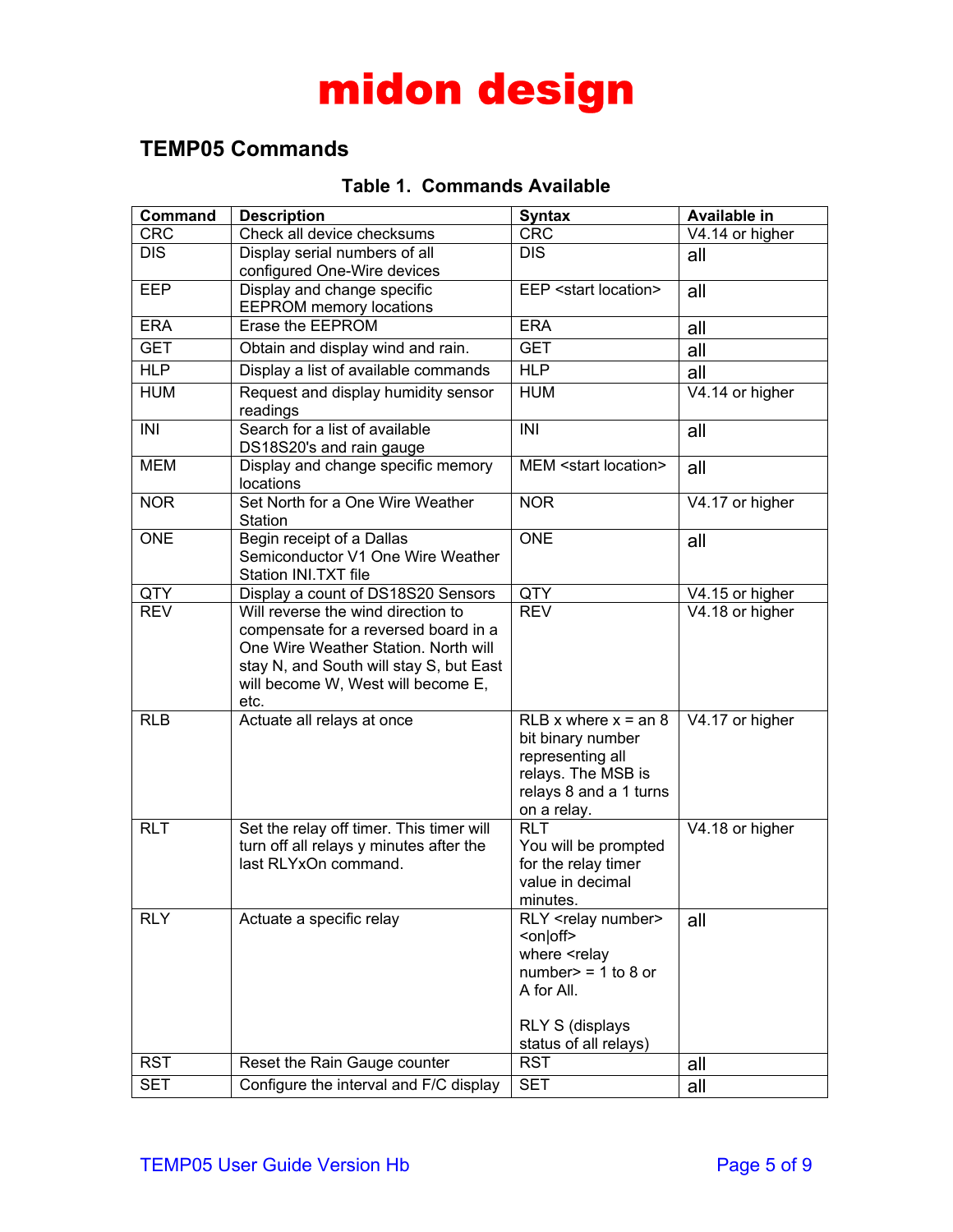# midon design

## TEMP05 Commands

**Table 1. Commands Available**

| Command | Description | Syntax | Available in |
|---|---|---|---|
| CRC | Check all device checksums | CRC | V4.14 or higher |
| DIS | Display serial numbers of all configured One-Wire devices | DIS | all |
| EEP | Display and change specific EEPROM memory locations | EEP <start location> | all |
| ERA | Erase the EEPROM | ERA | all |
| GET | Obtain and display wind and rain. | GET | all |
| HLP | Display a list of available commands | HLP | all |
| HUM | Request and display humidity sensor readings | HUM | V4.14 or higher |
| INI | Search for a list of available DS18S20's and rain gauge | INI | all |
| MEM | Display and change specific memory locations | MEM <start location> | all |
| NOR | Set North for a One Wire Weather Station | NOR | V4.17 or higher |
| ONE | Begin receipt of a Dallas Semiconductor V1 One Wire Weather Station INI.TXT file | ONE | all |
| QTY | Display a count of DS18S20 Sensors | QTY | V4.15 or higher |
| REV | Will reverse the wind direction to compensate for a reversed board in a One Wire Weather Station. North will stay N, and South will stay S, but East will become W, West will become E, etc. | REV | V4.18 or higher |
| RLB | Actuate all relays at once | RLB x where x = an 8 bit binary number representing all relays. The MSB is relays 8 and a 1 turns on a relay. | V4.17 or higher |
| RLT | Set the relay off timer. This timer will turn off all relays y minutes after the last RLYxOn command. | RLT You will be prompted for the relay timer value in decimal minutes. | V4.18 or higher |
| RLY | Actuate a specific relay | RLY <relay number> <on\|off> where <relay number> = 1 to 8 or A for All.<br><br>RLY S (displays status of all relays) | all |
| RST | Reset the Rain Gauge counter | RST | all |
| SET | Configure the interval and F/C display | SET | all |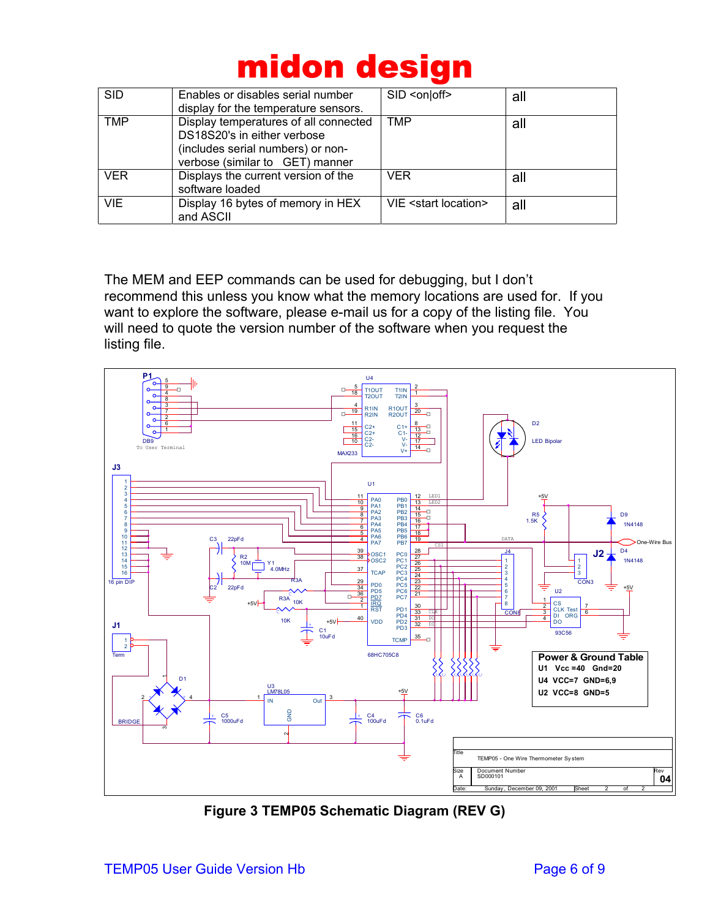| SID | Enables or disables serial number display for the temperature sensors. | SID <on\|off> | all |
|---|---|---|---|
| TMP | Display temperatures of all connected DS18S20's in either verbose (includes serial numbers) or non-verbose (similar to GET) manner | TMP | all |
| VER | Displays the current version of the software loaded | VER | all |
| VIE | Display 16 bytes of memory in HEX and ASCII | VIE <start location> | all |

The MEM and EEP commands can be used for debugging, but I don't recommend this unless you know what the memory locations are used for. If you want to explore the software, please e-mail us for a copy of the listing file. You will need to quote the version number of the software when you request the listing file.

**Figure 3 TEMP05 Schematic Diagram (REV G)**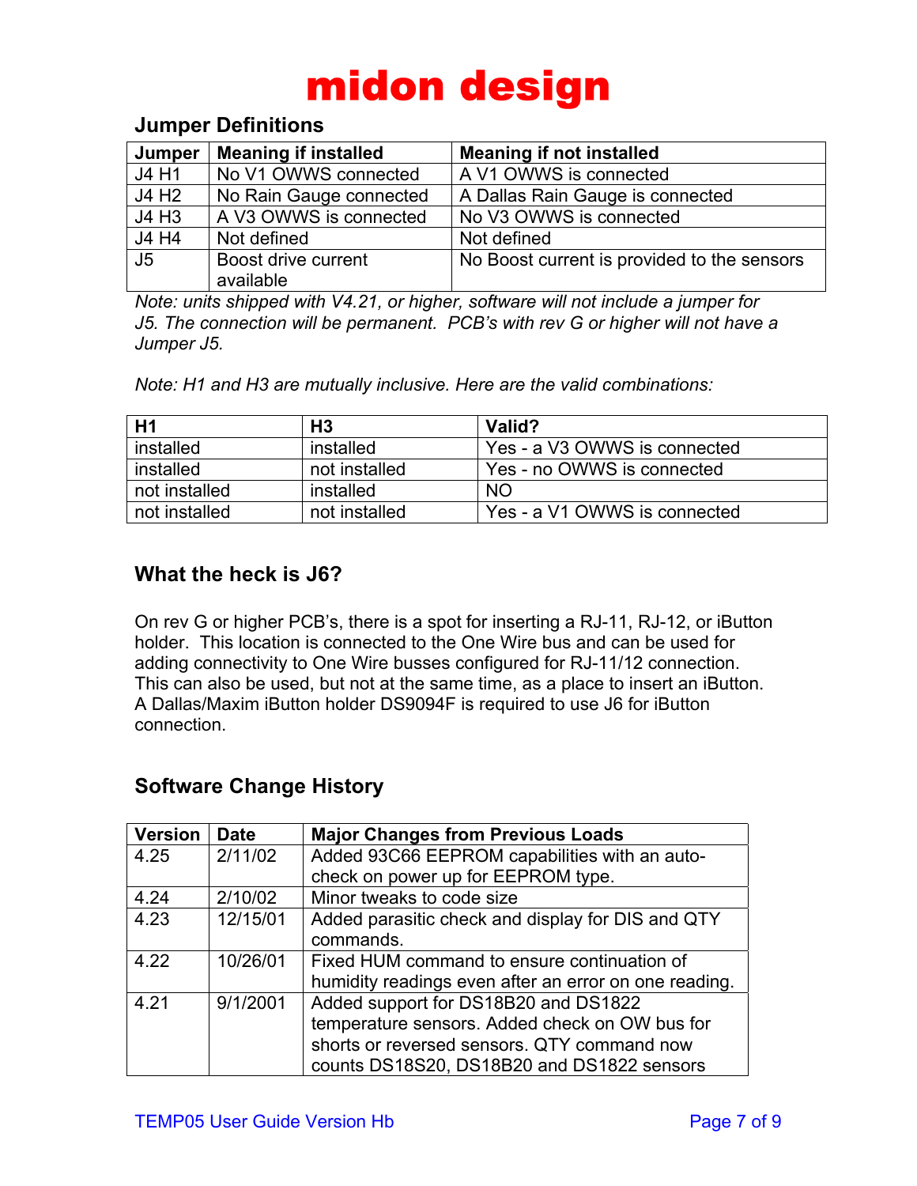# midon design

## Jumper Definitions

| Jumper | Meaning if installed | Meaning if not installed |
|---|---|---|
| J4 H1 | No V1 OWWS connected | A V1 OWWS is connected |
| J4 H2 | No Rain Gauge connected | A Dallas Rain Gauge is connected |
| J4 H3 | A V3 OWWS is connected | No V3 OWWS is connected |
| J4 H4 | Not defined | Not defined |
| J5 | Boost drive current available | No Boost current is provided to the sensors |

*Note: units shipped with V4.21, or higher, software will not include a jumper for J5. The connection will be permanent. PCB's with rev G or higher will not have a Jumper J5.*

*Note: H1 and H3 are mutually inclusive. Here are the valid combinations:*

| H1 | H3 | Valid? |
|---|---|---|
| installed | installed | Yes - a V3 OWWS is connected |
| installed | not installed | Yes - no OWWS is connected |
| not installed | installed | NO |
| not installed | not installed | Yes - a V1 OWWS is connected |

## What the heck is J6?

On rev G or higher PCB's, there is a spot for inserting a RJ-11, RJ-12, or iButton holder. This location is connected to the One Wire bus and can be used for adding connectivity to One Wire busses configured for RJ-11/12 connection. This can also be used, but not at the same time, as a place to insert an iButton. A Dallas/Maxim iButton holder DS9094F is required to use J6 for iButton connection.

## Software Change History

| Version | Date | Major Changes from Previous Loads |
|---|---|---|
| 4.25 | 2/11/02 | Added 93C66 EEPROM capabilities with an auto-check on power up for EEPROM type. |
| 4.24 | 2/10/02 | Minor tweaks to code size |
| 4.23 | 12/15/01 | Added parasitic check and display for DIS and QTY commands. |
| 4.22 | 10/26/01 | Fixed HUM command to ensure continuation of humidity readings even after an error on one reading. |
| 4.21 | 9/1/2001 | Added support for DS18B20 and DS1822 temperature sensors. Added check on OW bus for shorts or reversed sensors. QTY command now counts DS18S20, DS18B20 and DS1822 sensors |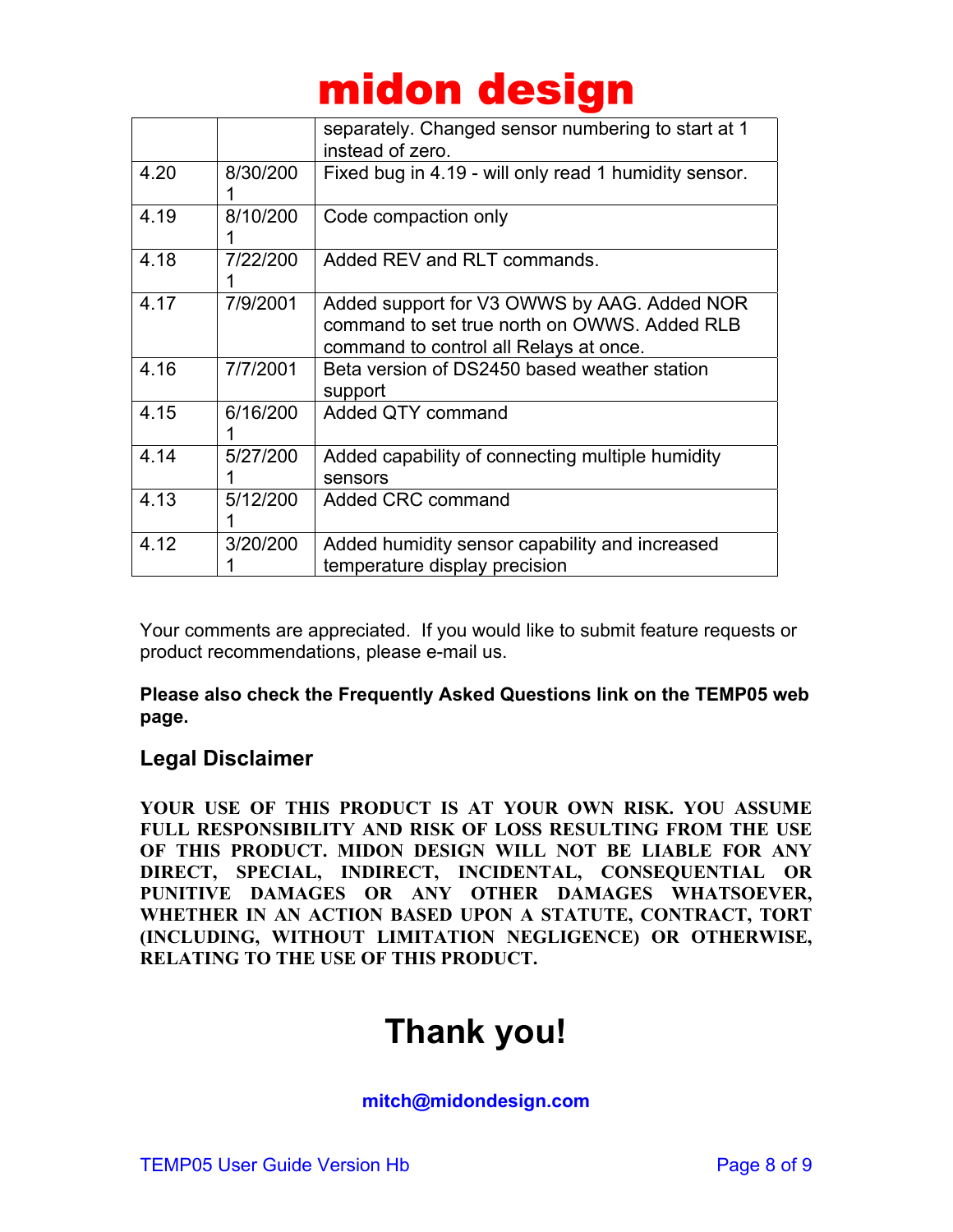| | | separately. Changed sensor numbering to start at 1 instead of zero. |
|---|---|---|
| 4.20 | 8/30/2001 | Fixed bug in 4.19 - will only read 1 humidity sensor. |
| 4.19 | 8/10/2001 | Code compaction only |
| 4.18 | 7/22/2001 | Added REV and RLT commands. |
| 4.17 | 7/9/2001 | Added support for V3 OWWS by AAG. Added NOR command to set true north on OWWS. Added RLB command to control all Relays at once. |
| 4.16 | 7/7/2001 | Beta version of DS2450 based weather station support |
| 4.15 | 6/16/2001 | Added QTY command |
| 4.14 | 5/27/2001 | Added capability of connecting multiple humidity sensors |
| 4.13 | 5/12/2001 | Added CRC command |
| 4.12 | 3/20/2001 | Added humidity sensor capability and increased temperature display precision |

Your comments are appreciated. If you would like to submit feature requests or product recommendations, please e-mail us.

**Please also check the Frequently Asked Questions link on the TEMP05 web page.**

## Legal Disclaimer

**YOUR USE OF THIS PRODUCT IS AT YOUR OWN RISK. YOU ASSUME FULL RESPONSIBILITY AND RISK OF LOSS RESULTING FROM THE USE OF THIS PRODUCT. MIDON DESIGN WILL NOT BE LIABLE FOR ANY DIRECT, SPECIAL, INDIRECT, INCIDENTAL, CONSEQUENTIAL OR PUNITIVE DAMAGES OR ANY OTHER DAMAGES WHATSOEVER, WHETHER IN AN ACTION BASED UPON A STATUTE, CONTRACT, TORT (INCLUDING, WITHOUT LIMITATION NEGLIGENCE) OR OTHERWISE, RELATING TO THE USE OF THIS PRODUCT.**

# Thank you!

**mitch@midondesign.com**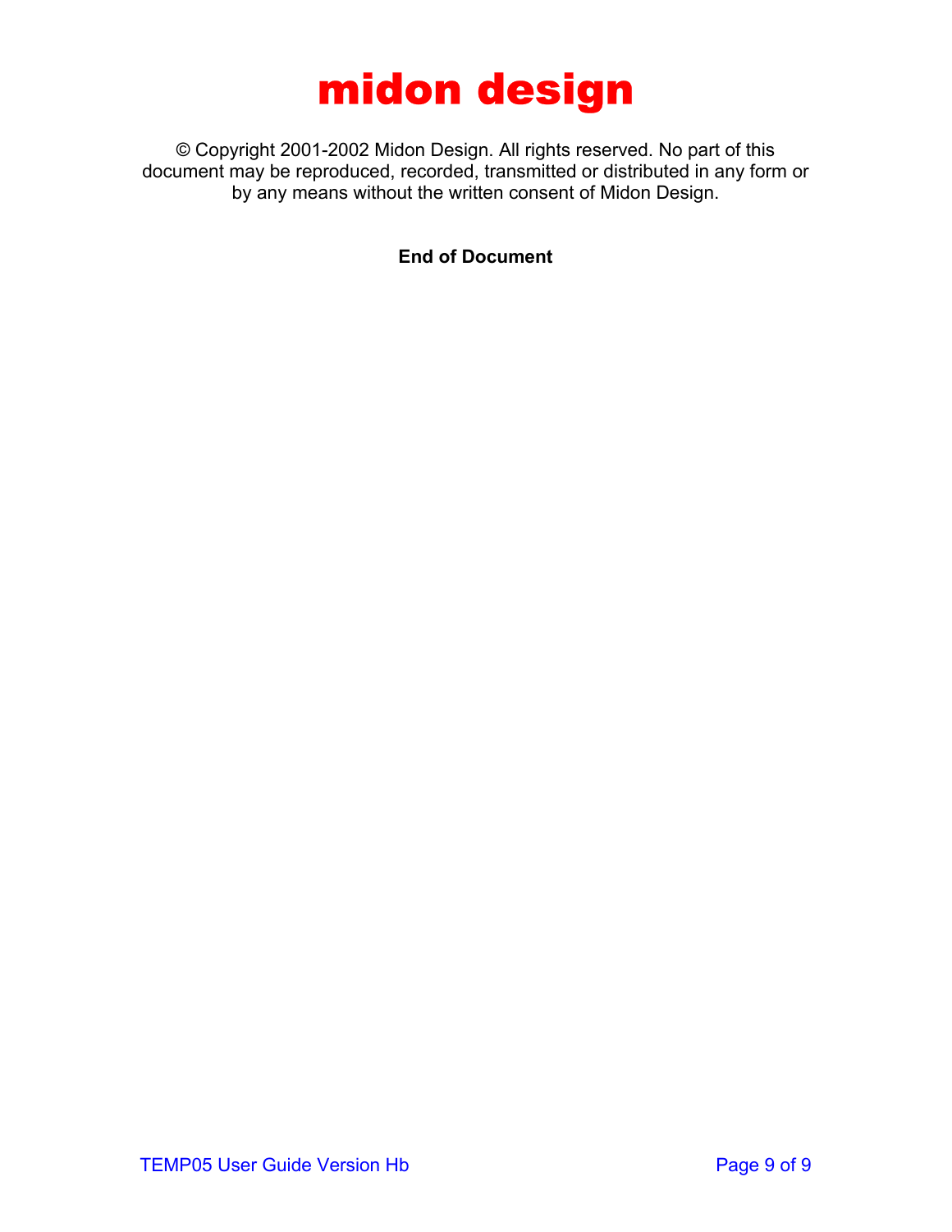# midon design

© Copyright 2001-2002 Midon Design. All rights reserved. No part of this document may be reproduced, recorded, transmitted or distributed in any form or by any means without the written consent of Midon Design.

**End of Document**